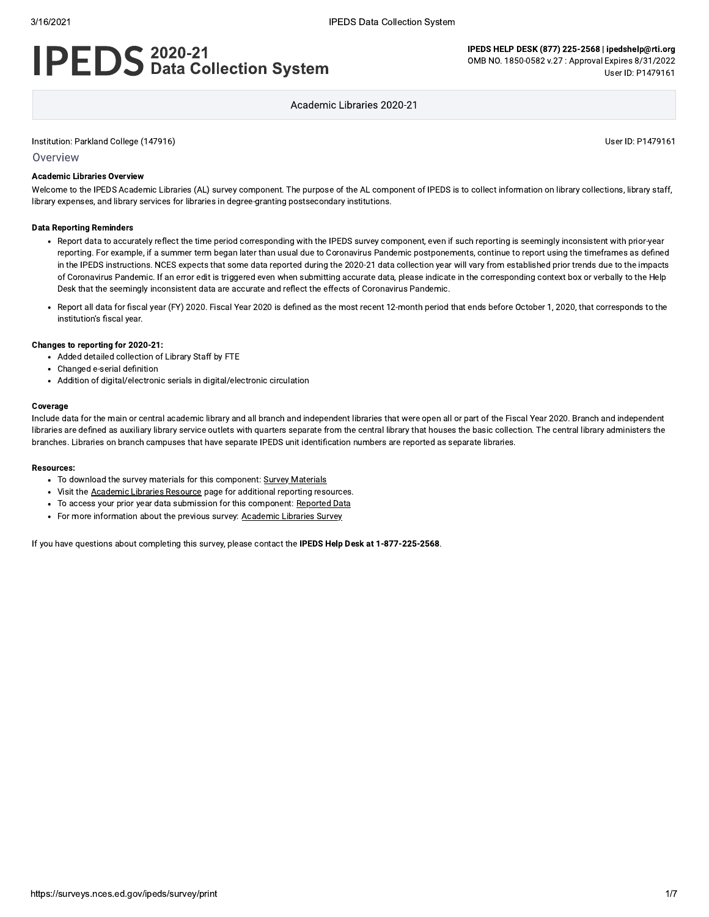# IPEDS 2020-21 Data Collection System

**IPEDS HELP DESK (877) 225-2568 | ipedshelp@rti.org**
OMB NO. 1850-0582 v.27 : Approval Expires 8/31/2022
User ID: P1479161

Academic Libraries 2020-21

Institution: Parkland College (147916)

User ID: P1479161

## Overview

**Academic Libraries Overview**

Welcome to the IPEDS Academic Libraries (AL) survey component. The purpose of the AL component of IPEDS is to collect information on library collections, library staff, library expenses, and library services for libraries in degree-granting postsecondary institutions.

**Data Reporting Reminders**

- Report data to accurately reflect the time period corresponding with the IPEDS survey component, even if such reporting is seemingly inconsistent with prior-year reporting. For example, if a summer term began later than usual due to Coronavirus Pandemic postponements, continue to report using the timeframes as defined in the IPEDS instructions. NCES expects that some data reported during the 2020-21 data collection year will vary from established prior trends due to the impacts of Coronavirus Pandemic. If an error edit is triggered even when submitting accurate data, please indicate in the corresponding context box or verbally to the Help Desk that the seemingly inconsistent data are accurate and reflect the effects of Coronavirus Pandemic.
- Report all data for fiscal year (FY) 2020. Fiscal Year 2020 is defined as the most recent 12-month period that ends before October 1, 2020, that corresponds to the institution's fiscal year.

**Changes to reporting for 2020-21:**

- Added detailed collection of Library Staff by FTE
- Changed e-serial definition
- Addition of digital/electronic serials in digital/electronic circulation

**Coverage**

Include data for the main or central academic library and all branch and independent libraries that were open all or part of the Fiscal Year 2020. Branch and independent libraries are defined as auxiliary library service outlets with quarters separate from the central library that houses the basic collection. The central library administers the branches. Libraries on branch campuses that have separate IPEDS unit identification numbers are reported as separate libraries.

**Resources:**

- To download the survey materials for this component: Survey Materials
- Visit the Academic Libraries Resource page for additional reporting resources.
- To access your prior year data submission for this component: Reported Data
- For more information about the previous survey: Academic Libraries Survey

If you have questions about completing this survey, please contact the **IPEDS Help Desk at 1-877-225-2568**.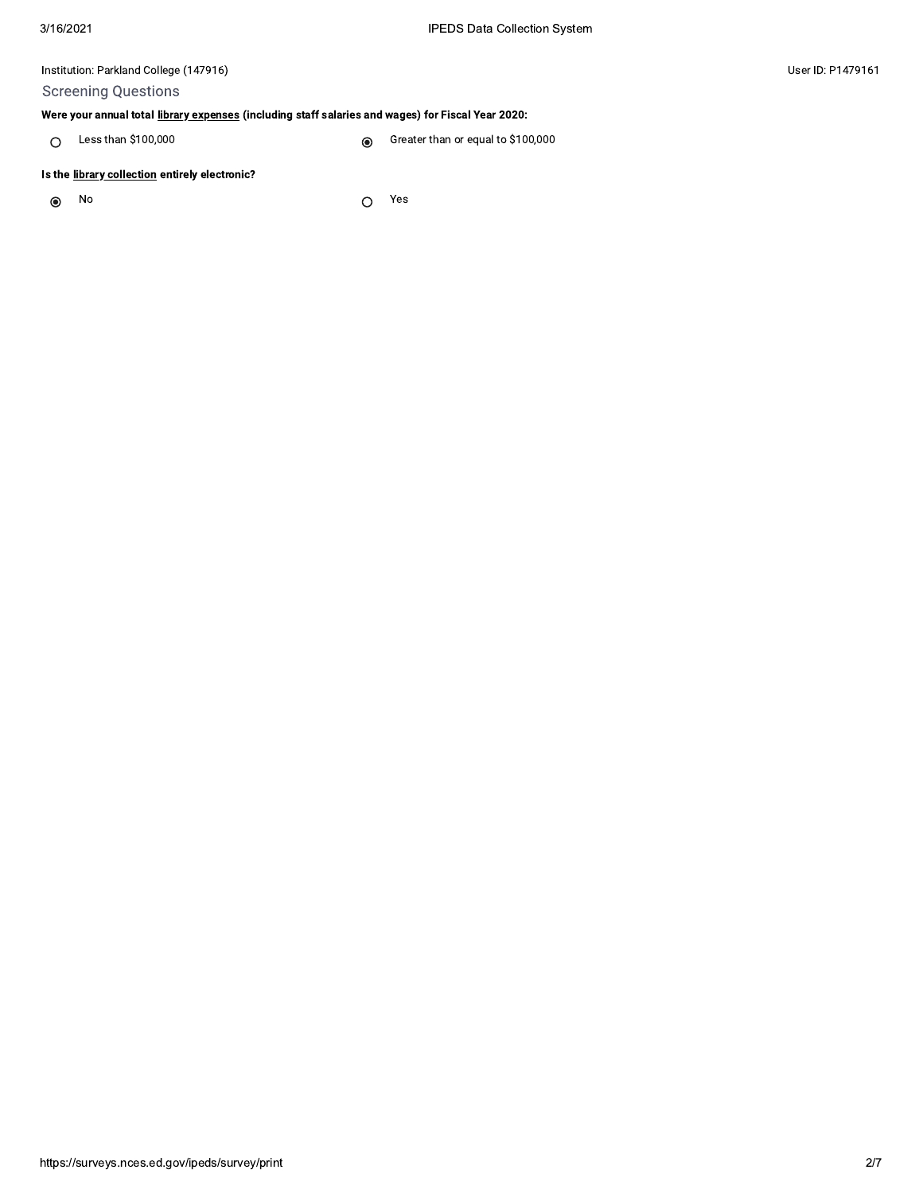Institution: Parkland College (147916)

User ID: P1479161

## Screening Questions

**Were your annual total library expenses (including staff salaries and wages) for Fiscal Year 2020:**

- ○ Less than $100,000
- ◉ Greater than or equal to $100,000

**Is the library collection entirely electronic?**

- ◉ No
- ○ Yes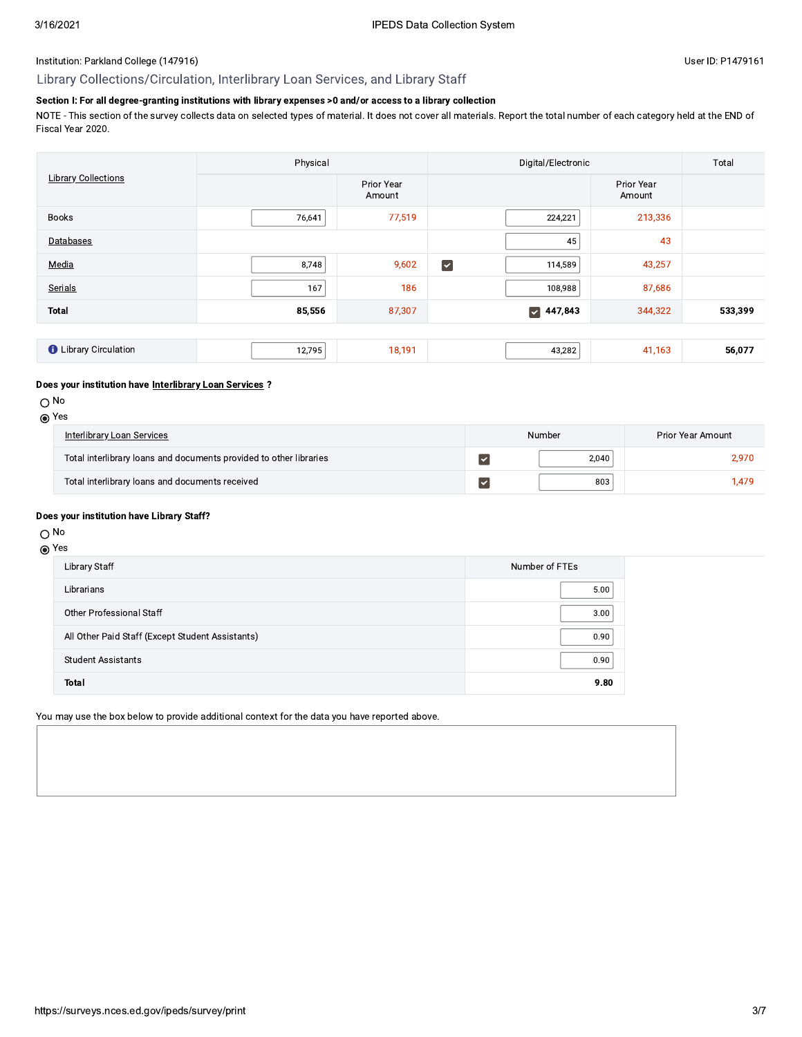Institution: Parkland College (147916)

User ID: P1479161

## Library Collections/Circulation, Interlibrary Loan Services, and Library Staff

**Section I: For all degree-granting institutions with library expenses >0 and/or access to a library collection**

NOTE - This section of the survey collects data on selected types of material. It does not cover all materials. Report the total number of each category held at the END of Fiscal Year 2020.

| Library Collections | Physical | | Digital/Electronic | | | Total |
|---|---|---|---|---|---|---|
| | | Prior Year Amount | | | Prior Year Amount | |
| Books | 76,641 | 77,519 | | 224,221 | 213,336 | |
| Databases | | | | 45 | 43 | |
| Media | 8,748 | 9,602 | ☑ | 114,589 | 43,257 | |
| Serials | 167 | 186 | | 108,988 | 87,686 | |
| **Total** | **85,556** | 87,307 | ☑ | **447,843** | 344,322 | **533,399** |

| Library Circulation | 12,795 | 18,191 | 43,282 | 41,163 | 56,077 |
|---|---|---|---|---|---|

**Does your institution have Interlibrary Loan Services ?**

- ○ No
- ◉ Yes

| Interlibrary Loan Services | | Number | Prior Year Amount |
|---|---|---|---|
| Total interlibrary loans and documents provided to other libraries | ☑ | 2,040 | 2,970 |
| Total interlibrary loans and documents received | ☑ | 803 | 1,479 |

**Does your institution have Library Staff?**

- ○ No
- ◉ Yes

| Library Staff | Number of FTEs |
|---|---|
| Librarians | 5.00 |
| Other Professional Staff | 3.00 |
| All Other Paid Staff (Except Student Assistants) | 0.90 |
| Student Assistants | 0.90 |
| **Total** | **9.80** |

You may use the box below to provide additional context for the data you have reported above.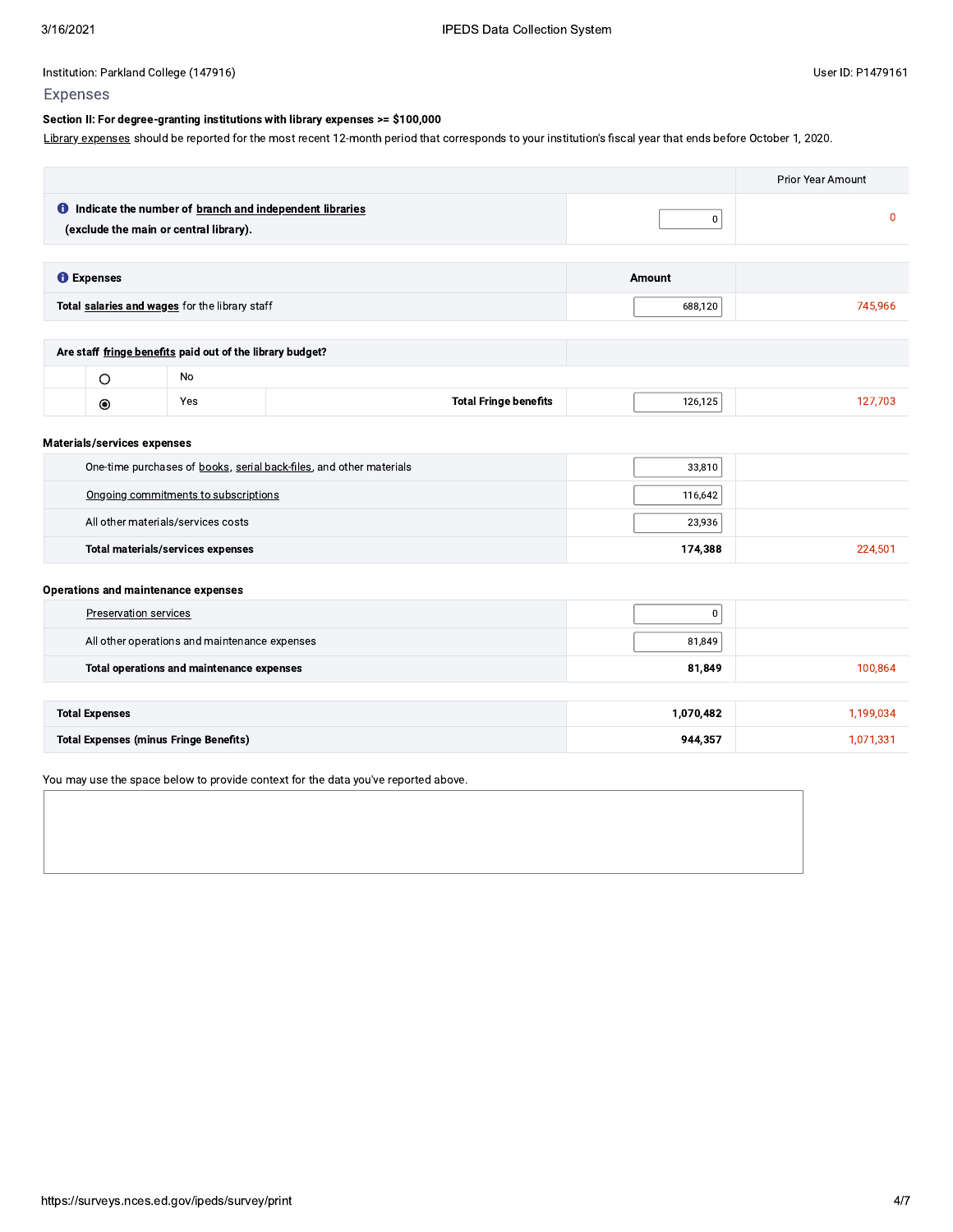Institution: Parkland College (147916)

User ID: P1479161

## Expenses

**Section II: For degree-granting institutions with library expenses >= $100,000**

Library expenses should be reported for the most recent 12-month period that corresponds to your institution's fiscal year that ends before October 1, 2020.

| | | Prior Year Amount |
|---|---|---|
| **Indicate the number of branch and independent libraries (exclude the main or central library).** | 0 | 0 |

| **Expenses** | **Amount** | |
|---|---|---|
| **Total salaries and wages** for the library staff | 688,120 | 745,966 |

| **Are staff fringe benefits paid out of the library budget?** | | | |
|---|---|---|---|
| ○ No | | | |
| ◉ Yes | **Total Fringe benefits** | 126,125 | 127,703 |

**Materials/services expenses**

| | | |
|---|---|---|
| One-time purchases of books, serial back-files, and other materials | 33,810 | |
| Ongoing commitments to subscriptions | 116,642 | |
| All other materials/services costs | 23,936 | |
| **Total materials/services expenses** | **174,388** | 224,501 |

**Operations and maintenance expenses**

| | | |
|---|---|---|
| Preservation services | 0 | |
| All other operations and maintenance expenses | 81,849 | |
| **Total operations and maintenance expenses** | **81,849** | 100,864 |

| | | |
|---|---|---|
| **Total Expenses** | **1,070,482** | 1,199,034 |
| **Total Expenses (minus Fringe Benefits)** | **944,357** | 1,071,331 |

You may use the space below to provide context for the data you've reported above.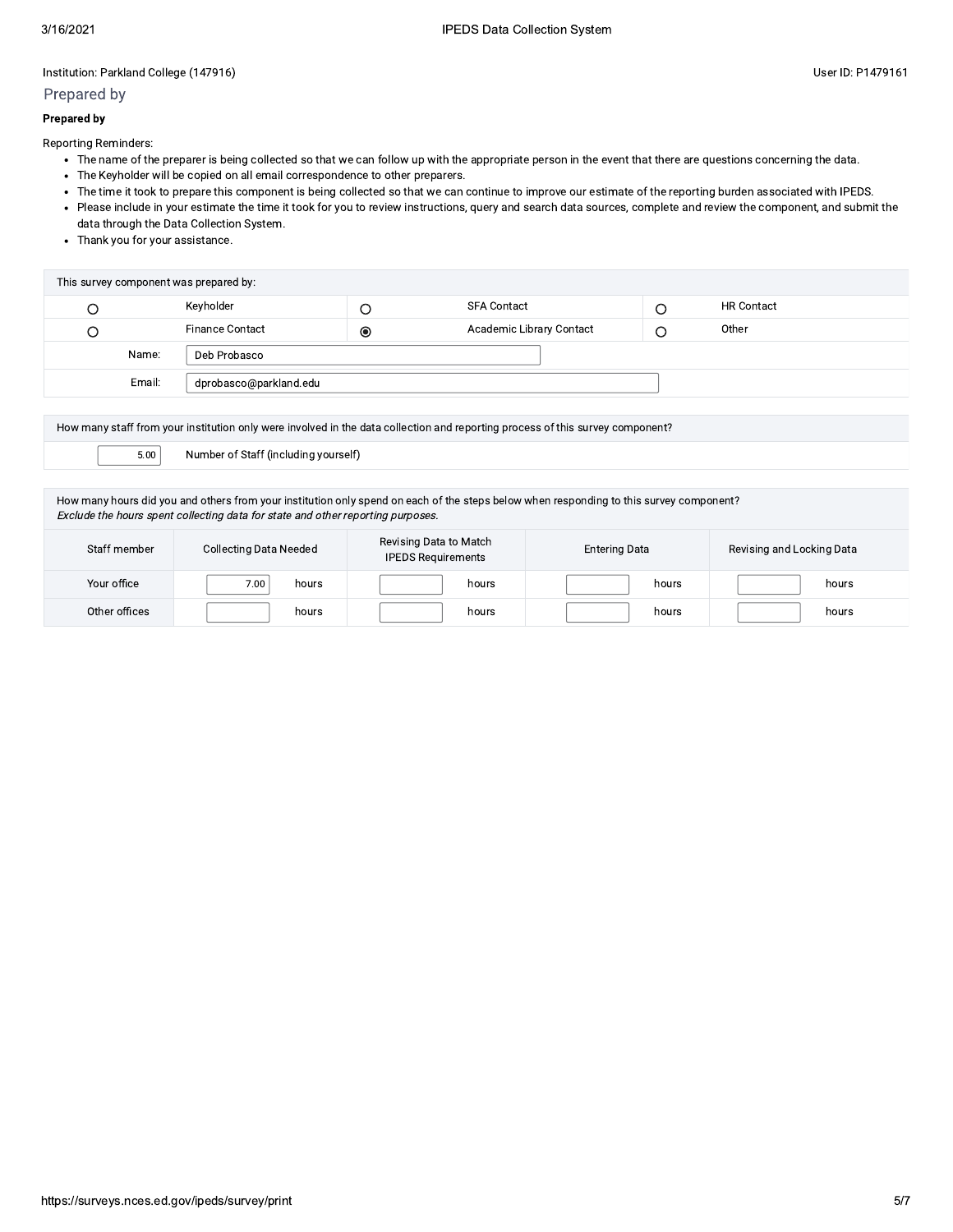Institution: Parkland College (147916)

User ID: P1479161

## Prepared by

**Prepared by**

Reporting Reminders:

- The name of the preparer is being collected so that we can follow up with the appropriate person in the event that there are questions concerning the data.
- The Keyholder will be copied on all email correspondence to other preparers.
- The time it took to prepare this component is being collected so that we can continue to improve our estimate of the reporting burden associated with IPEDS.
- Please include in your estimate the time it took for you to review instructions, query and search data sources, complete and review the component, and submit the data through the Data Collection System.
- Thank you for your assistance.

| This survey component was prepared by: | | | | | |
|---|---|---|---|---|---|
| ○ | Keyholder | ○ | SFA Contact | ○ | HR Contact |
| ○ | Finance Contact | ◉ | Academic Library Contact | ○ | Other |
| Name: | Deb Probasco | | | | |
| Email: | dprobasco@parkland.edu | | | | |

| How many staff from your institution only were involved in the data collection and reporting process of this survey component? | |
|---|---|
| 5.00 | Number of Staff (including yourself) |

How many hours did you and others from your institution only spend on each of the steps below when responding to this survey component?
*Exclude the hours spent collecting data for state and other reporting purposes.*

| Staff member | Collecting Data Needed | Revising Data to Match IPEDS Requirements | Entering Data | Revising and Locking Data |
|---|---|---|---|---|
| Your office | 7.00 hours | hours | hours | hours |
| Other offices | hours | hours | hours | hours |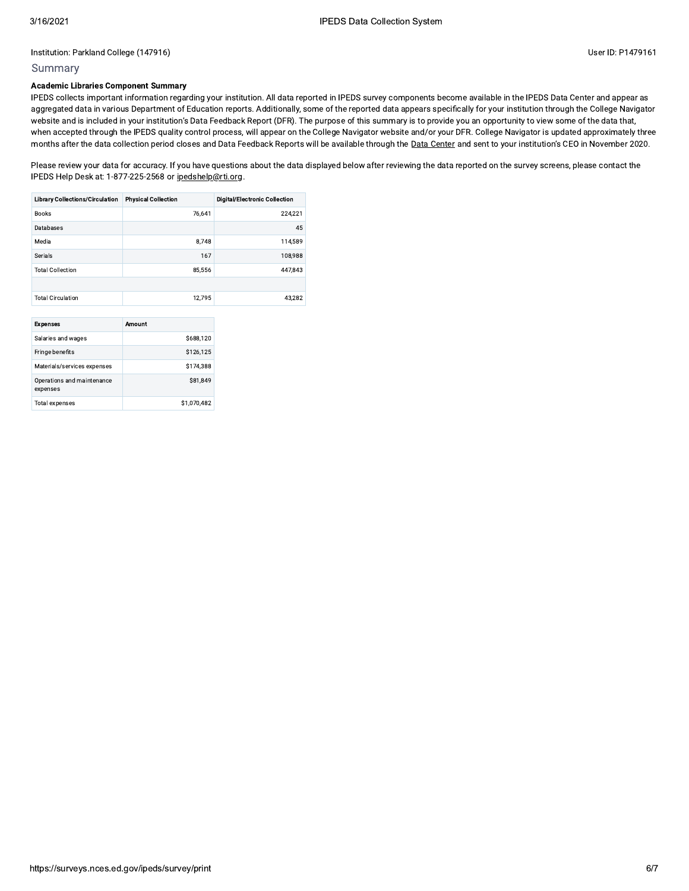Institution: Parkland College (147916)

User ID: P1479161

## Summary

**Academic Libraries Component Summary**

IPEDS collects important information regarding your institution. All data reported in IPEDS survey components become available in the IPEDS Data Center and appear as aggregated data in various Department of Education reports. Additionally, some of the reported data appears specifically for your institution through the College Navigator website and is included in your institution's Data Feedback Report (DFR). The purpose of this summary is to provide you an opportunity to view some of the data that, when accepted through the IPEDS quality control process, will appear on the College Navigator website and/or your DFR. College Navigator is updated approximately three months after the data collection period closes and Data Feedback Reports will be available through the Data Center and sent to your institution's CEO in November 2020.

Please review your data for accuracy. If you have questions about the data displayed below after reviewing the data reported on the survey screens, please contact the IPEDS Help Desk at: 1-877-225-2568 or ipedshelp@rti.org.

| Library Collections/Circulation | Physical Collection | Digital/Electronic Collection |
|---|---|---|
| Books | 76,641 | 224,221 |
| Databases | | 45 |
| Media | 8,748 | 114,589 |
| Serials | 167 | 108,988 |
| Total Collection | 85,556 | 447,843 |
| | | |
| Total Circulation | 12,795 | 43,282 |

| Expenses | Amount |
|---|---|
| Salaries and wages | $688,120 |
| Fringe benefits | $126,125 |
| Materials/services expenses | $174,388 |
| Operations and maintenance expenses | $81,849 |
| Total expenses | $1,070,482 |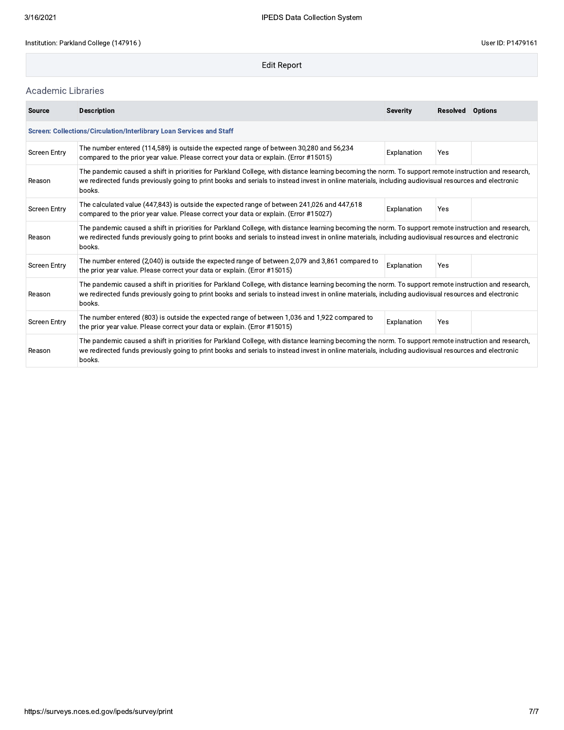Institution: Parkland College (147916 )

User ID: P1479161

Edit Report

## Academic Libraries

| Source | Description | Severity | Resolved | Options |
| --- | --- | --- | --- | --- |
| **Screen: Collections/Circulation/Interlibrary Loan Services and Staff** | | | | |
| Screen Entry | The number entered (114,589) is outside the expected range of between 30,280 and 56,234 compared to the prior year value. Please correct your data or explain. (Error #15015) | Explanation | Yes | |
| Reason | The pandemic caused a shift in priorities for Parkland College, with distance learning becoming the norm. To support remote instruction and research, we redirected funds previously going to print books and serials to instead invest in online materials, including audiovisual resources and electronic books. | | | |
| Screen Entry | The calculated value (447,843) is outside the expected range of between 241,026 and 447,618 compared to the prior year value. Please correct your data or explain. (Error #15027) | Explanation | Yes | |
| Reason | The pandemic caused a shift in priorities for Parkland College, with distance learning becoming the norm. To support remote instruction and research, we redirected funds previously going to print books and serials to instead invest in online materials, including audiovisual resources and electronic books. | | | |
| Screen Entry | The number entered (2,040) is outside the expected range of between 2,079 and 3,861 compared to the prior year value. Please correct your data or explain. (Error #15015) | Explanation | Yes | |
| Reason | The pandemic caused a shift in priorities for Parkland College, with distance learning becoming the norm. To support remote instruction and research, we redirected funds previously going to print books and serials to instead invest in online materials, including audiovisual resources and electronic books. | | | |
| Screen Entry | The number entered (803) is outside the expected range of between 1,036 and 1,922 compared to the prior year value. Please correct your data or explain. (Error #15015) | Explanation | Yes | |
| Reason | The pandemic caused a shift in priorities for Parkland College, with distance learning becoming the norm. To support remote instruction and research, we redirected funds previously going to print books and serials to instead invest in online materials, including audiovisual resources and electronic books. | | | |